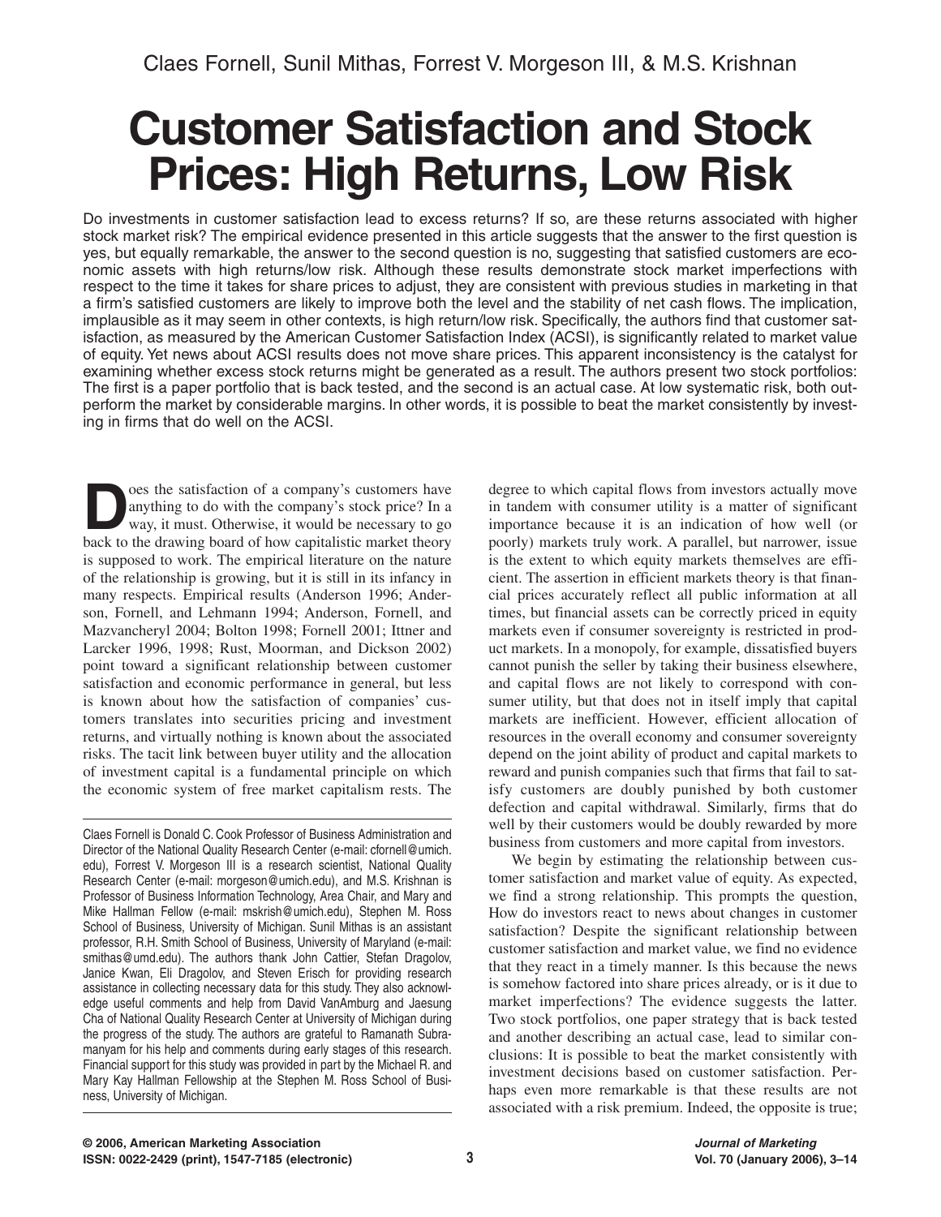Claes Fornell, Sunil Mithas, Forrest V. Morgeson III, & M.S. Krishnan

# Customer Satisfaction and Stock Prices: High Returns, Low Risk

Do investments in customer satisfaction lead to excess returns? If so, are these returns associated with higher stock market risk? The empirical evidence presented in this article suggests that the answer to the first question is yes, but equally remarkable, the answer to the second question is no, suggesting that satisfied customers are economic assets with high returns/low risk. Although these results demonstrate stock market imperfections with respect to the time it takes for share prices to adjust, they are consistent with previous studies in marketing in that a firm's satisfied customers are likely to improve both the level and the stability of net cash flows. The implication, implausible as it may seem in other contexts, is high return/low risk. Specifically, the authors find that customer satisfaction, as measured by the American Customer Satisfaction Index (ACSI), is significantly related to market value of equity. Yet news about ACSI results does not move share prices. This apparent inconsistency is the catalyst for examining whether excess stock returns might be generated as a result. The authors present two stock portfolios: The first is a paper portfolio that is back tested, and the second is an actual case. At low systematic risk, both outperform the market by considerable margins. In other words, it is possible to beat the market consistently by investing in firms that do well on the ACSI.

Does the satisfaction of a company's customers have anything to do with the company's stock price? In a way, it must. Otherwise, it would be necessary to go back to the drawing board of how capitalistic market theory is supposed to work. The empirical literature on the nature of the relationship is growing, but it is still in its infancy in many respects. Empirical results (Anderson 1996; Anderson, Fornell, and Lehmann 1994; Anderson, Fornell, and Mazvancheryl 2004; Bolton 1998; Fornell 2001; Ittner and Larcker 1996, 1998; Rust, Moorman, and Dickson 2002) point toward a significant relationship between customer satisfaction and economic performance in general, but less is known about how the satisfaction of companies' customers translates into securities pricing and investment returns, and virtually nothing is known about the associated risks. The tacit link between buyer utility and the allocation of investment capital is a fundamental principle on which the economic system of free market capitalism rests. The degree to which capital flows from investors actually move in tandem with consumer utility is a matter of significant importance because it is an indication of how well (or poorly) markets truly work. A parallel, but narrower, issue is the extent to which equity markets themselves are efficient. The assertion in efficient markets theory is that financial prices accurately reflect all public information at all times, but financial assets can be correctly priced in equity markets even if consumer sovereignty is restricted in product markets. In a monopoly, for example, dissatisfied buyers cannot punish the seller by taking their business elsewhere, and capital flows are not likely to correspond with consumer utility, but that does not in itself imply that capital markets are inefficient. However, efficient allocation of resources in the overall economy and consumer sovereignty depend on the joint ability of product and capital markets to reward and punish companies such that firms that fail to satisfy customers are doubly punished by both customer defection and capital withdrawal. Similarly, firms that do well by their customers would be doubly rewarded by more business from customers and more capital from investors.

We begin by estimating the relationship between customer satisfaction and market value of equity. As expected, we find a strong relationship. This prompts the question, How do investors react to news about changes in customer satisfaction? Despite the significant relationship between customer satisfaction and market value, we find no evidence that they react in a timely manner. Is this because the news is somehow factored into share prices already, or is it due to market imperfections? The evidence suggests the latter. Two stock portfolios, one paper strategy that is back tested and another describing an actual case, lead to similar conclusions: It is possible to beat the market consistently with investment decisions based on customer satisfaction. Perhaps even more remarkable is that these results are not associated with a risk premium. Indeed, the opposite is true;

---

Claes Fornell is Donald C. Cook Professor of Business Administration and Director of the National Quality Research Center (e-mail: cfornell@umich.edu), Forrest V. Morgeson III is a research scientist, National Quality Research Center (e-mail: morgeson@umich.edu), and M.S. Krishnan is Professor of Business Information Technology, Area Chair, and Mary and Mike Hallman Fellow (e-mail: mskrish@umich.edu), Stephen M. Ross School of Business, University of Michigan. Sunil Mithas is an assistant professor, R.H. Smith School of Business, University of Maryland (e-mail: smithas@umd.edu). The authors thank John Cattier, Stefan Dragolov, Janice Kwan, Eli Dragolov, and Steven Erisch for providing research assistance in collecting necessary data for this study. They also acknowledge useful comments and help from David VanAmburg and Jaesung Cha of National Quality Research Center at University of Michigan during the progress of the study. The authors are grateful to Ramanath Subramanyam for his help and comments during early stages of this research. Financial support for this study was provided in part by the Michael R. and Mary Kay Hallman Fellowship at the Stephen M. Ross School of Business, University of Michigan.

© 2006, American Marketing Association
ISSN: 0022-2429 (print), 1547-7185 (electronic)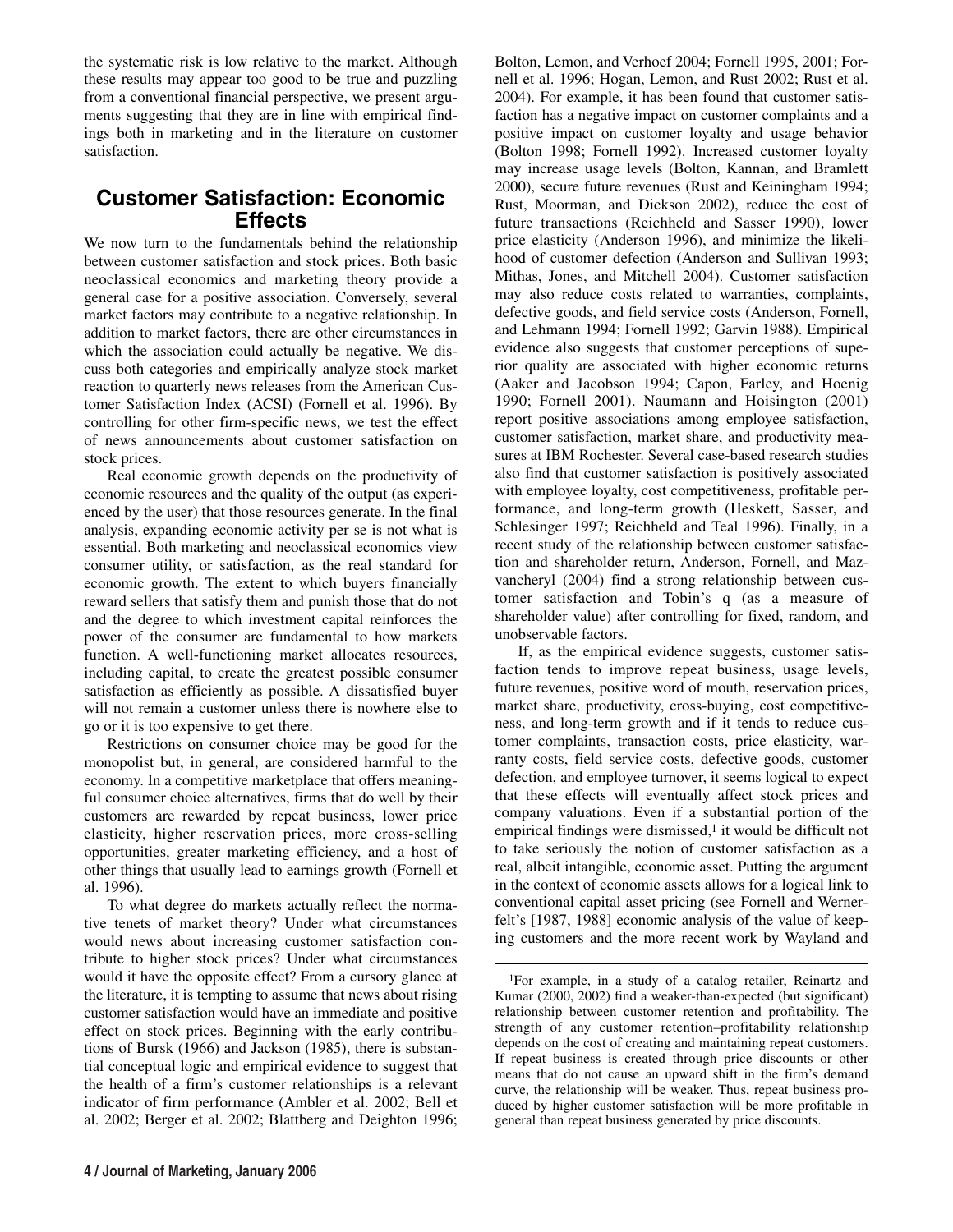the systematic risk is low relative to the market. Although these results may appear too good to be true and puzzling from a conventional financial perspective, we present arguments suggesting that they are in line with empirical findings both in marketing and in the literature on customer satisfaction.

## Customer Satisfaction: Economic Effects

We now turn to the fundamentals behind the relationship between customer satisfaction and stock prices. Both basic neoclassical economics and marketing theory provide a general case for a positive association. Conversely, several market factors may contribute to a negative relationship. In addition to market factors, there are other circumstances in which the association could actually be negative. We discuss both categories and empirically analyze stock market reaction to quarterly news releases from the American Customer Satisfaction Index (ACSI) (Fornell et al. 1996). By controlling for other firm-specific news, we test the effect of news announcements about customer satisfaction on stock prices.

Real economic growth depends on the productivity of economic resources and the quality of the output (as experienced by the user) that those resources generate. In the final analysis, expanding economic activity per se is not what is essential. Both marketing and neoclassical economics view consumer utility, or satisfaction, as the real standard for economic growth. The extent to which buyers financially reward sellers that satisfy them and punish those that do not and the degree to which investment capital reinforces the power of the consumer are fundamental to how markets function. A well-functioning market allocates resources, including capital, to create the greatest possible consumer satisfaction as efficiently as possible. A dissatisfied buyer will not remain a customer unless there is nowhere else to go or it is too expensive to get there.

Restrictions on consumer choice may be good for the monopolist but, in general, are considered harmful to the economy. In a competitive marketplace that offers meaningful consumer choice alternatives, firms that do well by their customers are rewarded by repeat business, lower price elasticity, higher reservation prices, more cross-selling opportunities, greater marketing efficiency, and a host of other things that usually lead to earnings growth (Fornell et al. 1996).

To what degree do markets actually reflect the normative tenets of market theory? Under what circumstances would news about increasing customer satisfaction contribute to higher stock prices? Under what circumstances would it have the opposite effect? From a cursory glance at the literature, it is tempting to assume that news about rising customer satisfaction would have an immediate and positive effect on stock prices. Beginning with the early contributions of Bursk (1966) and Jackson (1985), there is substantial conceptual logic and empirical evidence to suggest that the health of a firm's customer relationships is a relevant indicator of firm performance (Ambler et al. 2002; Bell et al. 2002; Berger et al. 2002; Blattberg and Deighton 1996; Bolton, Lemon, and Verhoef 2004; Fornell 1995, 2001; Fornell et al. 1996; Hogan, Lemon, and Rust 2002; Rust et al. 2004). For example, it has been found that customer satisfaction has a negative impact on customer complaints and a positive impact on customer loyalty and usage behavior (Bolton 1998; Fornell 1992). Increased customer loyalty may increase usage levels (Bolton, Kannan, and Bramlett 2000), secure future revenues (Rust and Keiningham 1994; Rust, Moorman, and Dickson 2002), reduce the cost of future transactions (Reichheld and Sasser 1990), lower price elasticity (Anderson 1996), and minimize the likelihood of customer defection (Anderson and Sullivan 1993; Mithas, Jones, and Mitchell 2004). Customer satisfaction may also reduce costs related to warranties, complaints, defective goods, and field service costs (Anderson, Fornell, and Lehmann 1994; Fornell 1992; Garvin 1988). Empirical evidence also suggests that customer perceptions of superior quality are associated with higher economic returns (Aaker and Jacobson 1994; Capon, Farley, and Hoenig 1990; Fornell 2001). Naumann and Hoisington (2001) report positive associations among employee satisfaction, customer satisfaction, market share, and productivity measures at IBM Rochester. Several case-based research studies also find that customer satisfaction is positively associated with employee loyalty, cost competitiveness, profitable performance, and long-term growth (Heskett, Sasser, and Schlesinger 1997; Reichheld and Teal 1996). Finally, in a recent study of the relationship between customer satisfaction and shareholder return, Anderson, Fornell, and Mazvancheryl (2004) find a strong relationship between customer satisfaction and Tobin's q (as a measure of shareholder value) after controlling for fixed, random, and unobservable factors.

If, as the empirical evidence suggests, customer satisfaction tends to improve repeat business, usage levels, future revenues, positive word of mouth, reservation prices, market share, productivity, cross-buying, cost competitiveness, and long-term growth and if it tends to reduce customer complaints, transaction costs, price elasticity, warranty costs, field service costs, defective goods, customer defection, and employee turnover, it seems logical to expect that these effects will eventually affect stock prices and company valuations. Even if a substantial portion of the empirical findings were dismissed,[1] it would be difficult not to take seriously the notion of customer satisfaction as a real, albeit intangible, economic asset. Putting the argument in the context of economic assets allows for a logical link to conventional capital asset pricing (see Fornell and Wernerfelt's [1987, 1988] economic analysis of the value of keeping customers and the more recent work by Wayland and

[1]For example, in a study of a catalog retailer, Reinartz and Kumar (2000, 2002) find a weaker-than-expected (but significant) relationship between customer retention and profitability. The strength of any customer retention–profitability relationship depends on the cost of creating and maintaining repeat customers. If repeat business is created through price discounts or other means that do not cause an upward shift in the firm's demand curve, the relationship will be weaker. Thus, repeat business produced by higher customer satisfaction will be more profitable in general than repeat business generated by price discounts.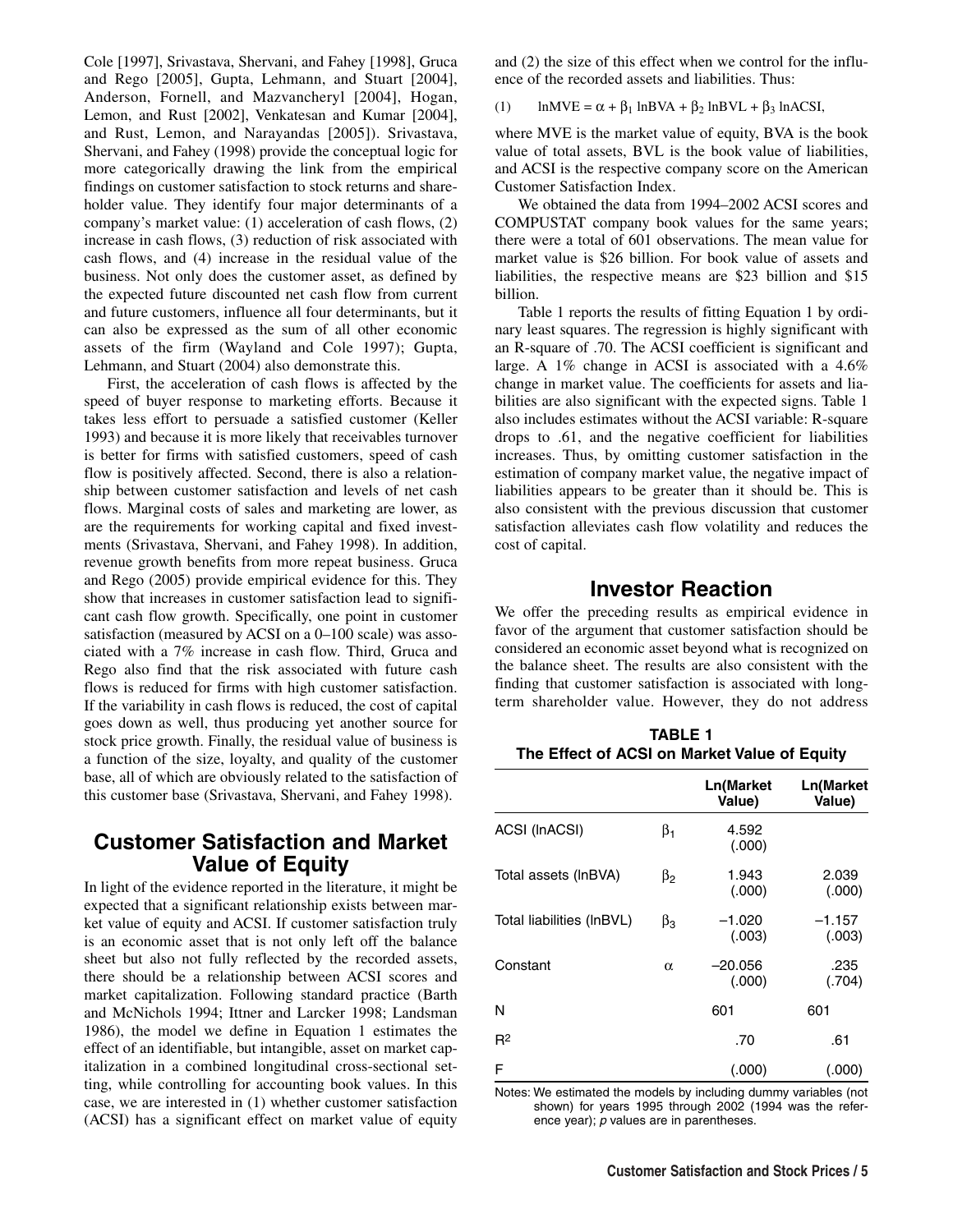Cole [1997], Srivastava, Shervani, and Fahey [1998], Gruca and Rego [2005], Gupta, Lehmann, and Stuart [2004], Anderson, Fornell, and Mazvancheryl [2004], Hogan, Lemon, and Rust [2002], Venkatesan and Kumar [2004], and Rust, Lemon, and Narayandas [2005]). Srivastava, Shervani, and Fahey (1998) provide the conceptual logic for more categorically drawing the link from the empirical findings on customer satisfaction to stock returns and shareholder value. They identify four major determinants of a company's market value: (1) acceleration of cash flows, (2) increase in cash flows, (3) reduction of risk associated with cash flows, and (4) increase in the residual value of the business. Not only does the customer asset, as defined by the expected future discounted net cash flow from current and future customers, influence all four determinants, but it can also be expressed as the sum of all other economic assets of the firm (Wayland and Cole 1997); Gupta, Lehmann, and Stuart (2004) also demonstrate this.

First, the acceleration of cash flows is affected by the speed of buyer response to marketing efforts. Because it takes less effort to persuade a satisfied customer (Keller 1993) and because it is more likely that receivables turnover is better for firms with satisfied customers, speed of cash flow is positively affected. Second, there is also a relationship between customer satisfaction and levels of net cash flows. Marginal costs of sales and marketing are lower, as are the requirements for working capital and fixed investments (Srivastava, Shervani, and Fahey 1998). In addition, revenue growth benefits from more repeat business. Gruca and Rego (2005) provide empirical evidence for this. They show that increases in customer satisfaction lead to significant cash flow growth. Specifically, one point in customer satisfaction (measured by ACSI on a 0–100 scale) was associated with a 7% increase in cash flow. Third, Gruca and Rego also find that the risk associated with future cash flows is reduced for firms with high customer satisfaction. If the variability in cash flows is reduced, the cost of capital goes down as well, thus producing yet another source for stock price growth. Finally, the residual value of business is a function of the size, loyalty, and quality of the customer base, all of which are obviously related to the satisfaction of this customer base (Srivastava, Shervani, and Fahey 1998).

## Customer Satisfaction and Market Value of Equity

In light of the evidence reported in the literature, it might be expected that a significant relationship exists between market value of equity and ACSI. If customer satisfaction truly is an economic asset that is not only left off the balance sheet but also not fully reflected by the recorded assets, there should be a relationship between ACSI scores and market capitalization. Following standard practice (Barth and McNichols 1994; Ittner and Larcker 1998; Landsman 1986), the model we define in Equation 1 estimates the effect of an identifiable, but intangible, asset on market capitalization in a combined longitudinal cross-sectional setting, while controlling for accounting book values. In this case, we are interested in (1) whether customer satisfaction (ACSI) has a significant effect on market value of equity and (2) the size of this effect when we control for the influence of the recorded assets and liabilities. Thus:

$$(1) \qquad \ln MVE = \alpha + \beta_1 \ln BVA + \beta_2 \ln BVL + \beta_3 \ln ACSI,$$

where MVE is the market value of equity, BVA is the book value of total assets, BVL is the book value of liabilities, and ACSI is the respective company score on the American Customer Satisfaction Index.

We obtained the data from 1994–2002 ACSI scores and COMPUSTAT company book values for the same years; there were a total of 601 observations. The mean value for market value is $26 billion. For book value of assets and liabilities, the respective means are $23 billion and $15 billion.

Table 1 reports the results of fitting Equation 1 by ordinary least squares. The regression is highly significant with an R-square of .70. The ACSI coefficient is significant and large. A 1% change in ACSI is associated with a 4.6% change in market value. The coefficients for assets and liabilities are also significant with the expected signs. Table 1 also includes estimates without the ACSI variable: R-square drops to .61, and the negative coefficient for liabilities increases. Thus, by omitting customer satisfaction in the estimation of company market value, the negative impact of liabilities appears to be greater than it should be. This is also consistent with the previous discussion that customer satisfaction alleviates cash flow volatility and reduces the cost of capital.

## Investor Reaction

We offer the preceding results as empirical evidence in favor of the argument that customer satisfaction should be considered an economic asset beyond what is recognized on the balance sheet. The results are also consistent with the finding that customer satisfaction is associated with long-term shareholder value. However, they do not address

**TABLE 1**
**The Effect of ACSI on Market Value of Equity**

| | | Ln(Market Value) | Ln(Market Value) |
|---|---|---|---|
| ACSI (lnACSI) | $\beta_1$ | 4.592 (.000) | |
| Total assets (lnBVA) | $\beta_2$ | 1.943 (.000) | 2.039 (.000) |
| Total liabilities (lnBVL) | $\beta_3$ | –1.020 (.003) | –1.157 (.003) |
| Constant | $\alpha$ | –20.056 (.000) | .235 (.704) |
| N | | 601 | 601 |
| $R^2$ | | .70 | .61 |
| F | | (.000) | (.000) |

Notes: We estimated the models by including dummy variables (not shown) for years 1995 through 2002 (1994 was the reference year); *p* values are in parentheses.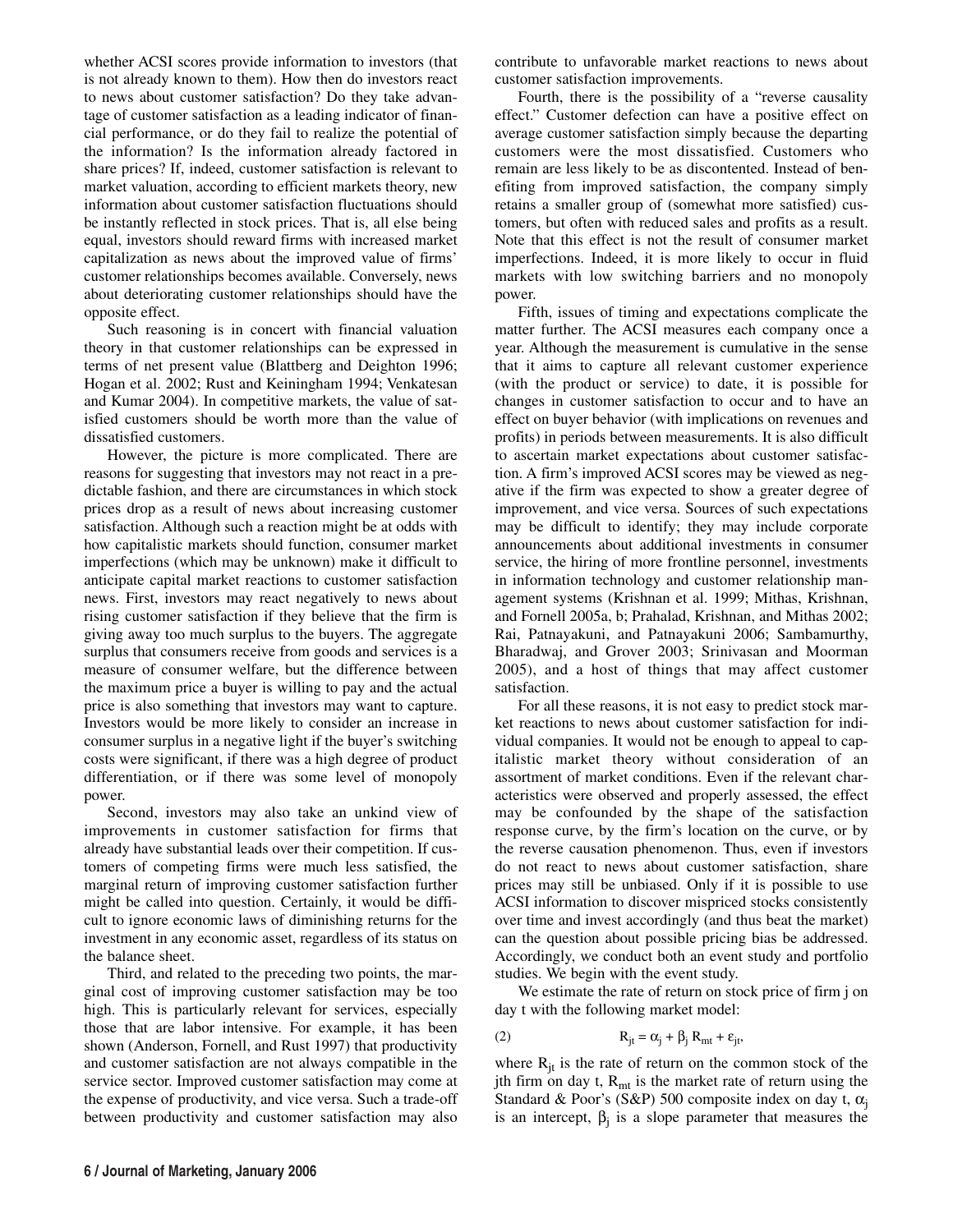whether ACSI scores provide information to investors (that is not already known to them). How then do investors react to news about customer satisfaction? Do they take advantage of customer satisfaction as a leading indicator of financial performance, or do they fail to realize the potential of the information? Is the information already factored in share prices? If, indeed, customer satisfaction is relevant to market valuation, according to efficient markets theory, new information about customer satisfaction fluctuations should be instantly reflected in stock prices. That is, all else being equal, investors should reward firms with increased market capitalization as news about the improved value of firms' customer relationships becomes available. Conversely, news about deteriorating customer relationships should have the opposite effect.

Such reasoning is in concert with financial valuation theory in that customer relationships can be expressed in terms of net present value (Blattberg and Deighton 1996; Hogan et al. 2002; Rust and Keiningham 1994; Venkatesan and Kumar 2004). In competitive markets, the value of satisfied customers should be worth more than the value of dissatisfied customers.

However, the picture is more complicated. There are reasons for suggesting that investors may not react in a predictable fashion, and there are circumstances in which stock prices drop as a result of news about increasing customer satisfaction. Although such a reaction might be at odds with how capitalistic markets should function, consumer market imperfections (which may be unknown) make it difficult to anticipate capital market reactions to customer satisfaction news. First, investors may react negatively to news about rising customer satisfaction if they believe that the firm is giving away too much surplus to the buyers. The aggregate surplus that consumers receive from goods and services is a measure of consumer welfare, but the difference between the maximum price a buyer is willing to pay and the actual price is also something that investors may want to capture. Investors would be more likely to consider an increase in consumer surplus in a negative light if the buyer's switching costs were significant, if there was a high degree of product differentiation, or if there was some level of monopoly power.

Second, investors may also take an unkind view of improvements in customer satisfaction for firms that already have substantial leads over their competition. If customers of competing firms were much less satisfied, the marginal return of improving customer satisfaction further might be called into question. Certainly, it would be difficult to ignore economic laws of diminishing returns for the investment in any economic asset, regardless of its status on the balance sheet.

Third, and related to the preceding two points, the marginal cost of improving customer satisfaction may be too high. This is particularly relevant for services, especially those that are labor intensive. For example, it has been shown (Anderson, Fornell, and Rust 1997) that productivity and customer satisfaction are not always compatible in the service sector. Improved customer satisfaction may come at the expense of productivity, and vice versa. Such a trade-off between productivity and customer satisfaction may also contribute to unfavorable market reactions to news about customer satisfaction improvements.

Fourth, there is the possibility of a "reverse causality effect." Customer defection can have a positive effect on average customer satisfaction simply because the departing customers were the most dissatisfied. Customers who remain are less likely to be as discontented. Instead of benefiting from improved satisfaction, the company simply retains a smaller group of (somewhat more satisfied) customers, but often with reduced sales and profits as a result. Note that this effect is not the result of consumer market imperfections. Indeed, it is more likely to occur in fluid markets with low switching barriers and no monopoly power.

Fifth, issues of timing and expectations complicate the matter further. The ACSI measures each company once a year. Although the measurement is cumulative in the sense that it aims to capture all relevant customer experience (with the product or service) to date, it is possible for changes in customer satisfaction to occur and to have an effect on buyer behavior (with implications on revenues and profits) in periods between measurements. It is also difficult to ascertain market expectations about customer satisfaction. A firm's improved ACSI scores may be viewed as negative if the firm was expected to show a greater degree of improvement, and vice versa. Sources of such expectations may be difficult to identify; they may include corporate announcements about additional investments in consumer service, the hiring of more frontline personnel, investments in information technology and customer relationship management systems (Krishnan et al. 1999; Mithas, Krishnan, and Fornell 2005a, b; Prahalad, Krishnan, and Mithas 2002; Rai, Patnayakuni, and Patnayakuni 2006; Sambamurthy, Bharadwaj, and Grover 2003; Srinivasan and Moorman 2005), and a host of things that may affect customer satisfaction.

For all these reasons, it is not easy to predict stock market reactions to news about customer satisfaction for individual companies. It would not be enough to appeal to capitalistic market theory without consideration of an assortment of market conditions. Even if the relevant characteristics were observed and properly assessed, the effect may be confounded by the shape of the satisfaction response curve, by the firm's location on the curve, or by the reverse causation phenomenon. Thus, even if investors do not react to news about customer satisfaction, share prices may still be unbiased. Only if it is possible to use ACSI information to discover mispriced stocks consistently over time and invest accordingly (and thus beat the market) can the question about possible pricing bias be addressed. Accordingly, we conduct both an event study and portfolio studies. We begin with the event study.

We estimate the rate of return on stock price of firm j on day t with the following market model:

$$R_{jt} = \alpha_j + \beta_j R_{mt} + \varepsilon_{jt}, \quad (2)$$

where $R_{jt}$ is the rate of return on the common stock of the jth firm on day t, $R_{mt}$ is the market rate of return using the Standard & Poor's (S&P) 500 composite index on day t, $\alpha_j$ is an intercept, $\beta_j$ is a slope parameter that measures the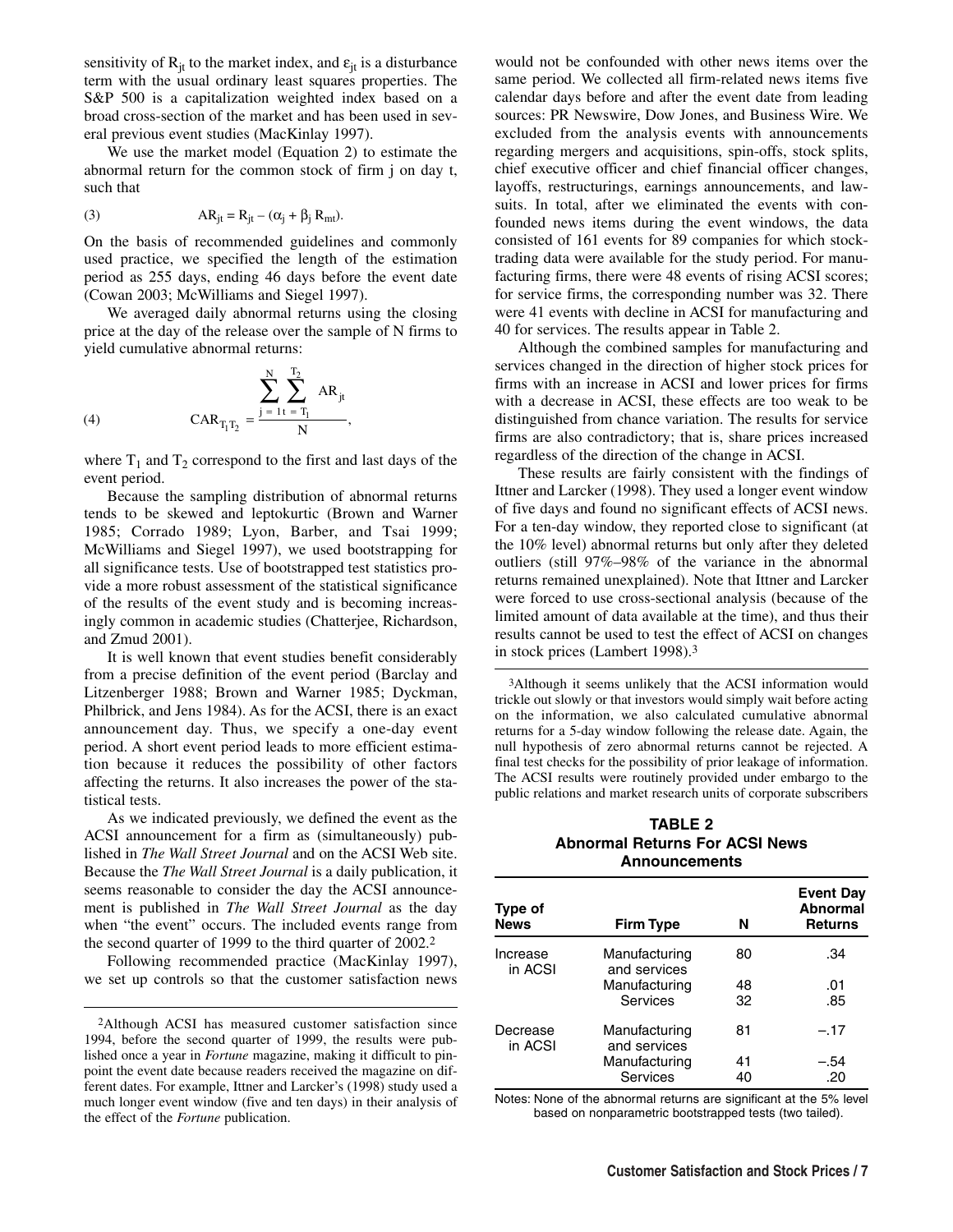sensitivity of $R_{jt}$ to the market index, and $\varepsilon_{jt}$ is a disturbance term with the usual ordinary least squares properties. The S&P 500 is a capitalization weighted index based on a broad cross-section of the market and has been used in several previous event studies (MacKinlay 1997).

We use the market model (Equation 2) to estimate the abnormal return for the common stock of firm j on day t, such that

$$(3) \qquad AR_{jt} = R_{jt} - (\alpha_j + \beta_j R_{mt}).$$

On the basis of recommended guidelines and commonly used practice, we specified the length of the estimation period as 255 days, ending 46 days before the event date (Cowan 2003; McWilliams and Siegel 1997).

We averaged daily abnormal returns using the closing price at the day of the release over the sample of N firms to yield cumulative abnormal returns:

$$(4) \qquad CAR_{T_1 T_2} = \frac{\sum_{j=1}^{N} \sum_{t=T_1}^{T_2} AR_{jt}}{N},$$

where $T_1$ and $T_2$ correspond to the first and last days of the event period.

Because the sampling distribution of abnormal returns tends to be skewed and leptokurtic (Brown and Warner 1985; Corrado 1989; Lyon, Barber, and Tsai 1999; McWilliams and Siegel 1997), we used bootstrapping for all significance tests. Use of bootstrapped test statistics provide a more robust assessment of the statistical significance of the results of the event study and is becoming increasingly common in academic studies (Chatterjee, Richardson, and Zmud 2001).

It is well known that event studies benefit considerably from a precise definition of the event period (Barclay and Litzenberger 1988; Brown and Warner 1985; Dyckman, Philbrick, and Jens 1984). As for the ACSI, there is an exact announcement day. Thus, we specify a one-day event period. A short event period leads to more efficient estimation because it reduces the possibility of other factors affecting the returns. It also increases the power of the statistical tests.

As we indicated previously, we defined the event as the ACSI announcement for a firm as (simultaneously) published in *The Wall Street Journal* and on the ACSI Web site. Because the *The Wall Street Journal* is a daily publication, it seems reasonable to consider the day the ACSI announcement is published in *The Wall Street Journal* as the day when "the event" occurs. The included events range from the second quarter of 1999 to the third quarter of 2002.[2]

Following recommended practice (MacKinlay 1997), we set up controls so that the customer satisfaction news would not be confounded with other news items over the same period. We collected all firm-related news items five calendar days before and after the event date from leading sources: PR Newswire, Dow Jones, and Business Wire. We excluded from the analysis events with announcements regarding mergers and acquisitions, spin-offs, stock splits, chief executive officer and chief financial officer changes, layoffs, restructurings, earnings announcements, and lawsuits. In total, after we eliminated the events with confounded news items during the event windows, the data consisted of 161 events for 89 companies for which stock-trading data were available for the study period. For manufacturing firms, there were 48 events of rising ACSI scores; for service firms, the corresponding number was 32. There were 41 events with decline in ACSI for manufacturing and 40 for services. The results appear in Table 2.

Although the combined samples for manufacturing and services changed in the direction of higher stock prices for firms with an increase in ACSI and lower prices for firms with a decrease in ACSI, these effects are too weak to be distinguished from chance variation. The results for service firms are also contradictory; that is, share prices increased regardless of the direction of the change in ACSI.

These results are fairly consistent with the findings of Ittner and Larcker (1998). They used a longer event window of five days and found no significant effects of ACSI news. For a ten-day window, they reported close to significant (at the 10% level) abnormal returns but only after they deleted outliers (still 97%–98% of the variance in the abnormal returns remained unexplained). Note that Ittner and Larcker were forced to use cross-sectional analysis (because of the limited amount of data available at the time), and thus their results cannot be used to test the effect of ACSI on changes in stock prices (Lambert 1998).[3]

**TABLE 2**
**Abnormal Returns For ACSI News Announcements**

| Type of News | Firm Type | N | Event Day Abnormal Returns |
|---|---|---|---|
| Increase in ACSI | Manufacturing and services | 80 | .34 |
| | Manufacturing | 48 | .01 |
| | Services | 32 | .85 |
| Decrease in ACSI | Manufacturing and services | 81 | –.17 |
| | Manufacturing | 41 | –.54 |
| | Services | 40 | .20 |

Notes: None of the abnormal returns are significant at the 5% level based on nonparametric bootstrapped tests (two tailed).

[2]Although ACSI has measured customer satisfaction since 1994, before the second quarter of 1999, the results were published once a year in *Fortune* magazine, making it difficult to pinpoint the event date because readers received the magazine on different dates. For example, Ittner and Larcker's (1998) study used a much longer event window (five and ten days) in their analysis of the effect of the *Fortune* publication.

[3]Although it seems unlikely that the ACSI information would trickle out slowly or that investors would simply wait before acting on the information, we also calculated cumulative abnormal returns for a 5-day window following the release date. Again, the null hypothesis of zero abnormal returns cannot be rejected. A final test checks for the possibility of prior leakage of information. The ACSI results were routinely provided under embargo to the public relations and market research units of corporate subscribers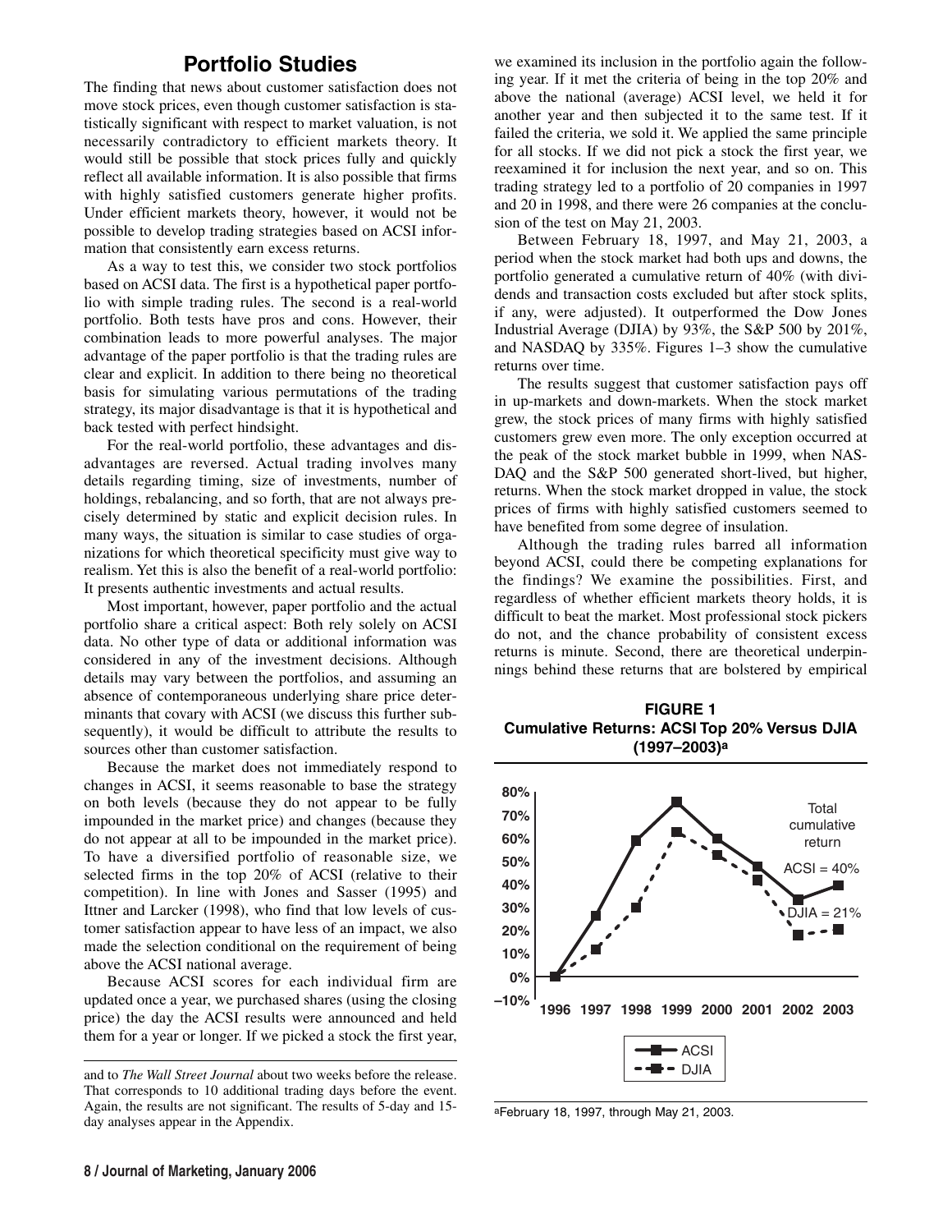## Portfolio Studies

The finding that news about customer satisfaction does not move stock prices, even though customer satisfaction is statistically significant with respect to market valuation, is not necessarily contradictory to efficient markets theory. It would still be possible that stock prices fully and quickly reflect all available information. It is also possible that firms with highly satisfied customers generate higher profits. Under efficient markets theory, however, it would not be possible to develop trading strategies based on ACSI information that consistently earn excess returns.

As a way to test this, we consider two stock portfolios based on ACSI data. The first is a hypothetical paper portfolio with simple trading rules. The second is a real-world portfolio. Both tests have pros and cons. However, their combination leads to more powerful analyses. The major advantage of the paper portfolio is that the trading rules are clear and explicit. In addition to there being no theoretical basis for simulating various permutations of the trading strategy, its major disadvantage is that it is hypothetical and back tested with perfect hindsight.

For the real-world portfolio, these advantages and disadvantages are reversed. Actual trading involves many details regarding timing, size of investments, number of holdings, rebalancing, and so forth, that are not always precisely determined by static and explicit decision rules. In many ways, the situation is similar to case studies of organizations for which theoretical specificity must give way to realism. Yet this is also the benefit of a real-world portfolio: It presents authentic investments and actual results.

Most important, however, paper portfolio and the actual portfolio share a critical aspect: Both rely solely on ACSI data. No other type of data or additional information was considered in any of the investment decisions. Although details may vary between the portfolios, and assuming an absence of contemporaneous underlying share price determinants that covary with ACSI (we discuss this further subsequently), it would be difficult to attribute the results to sources other than customer satisfaction.

Because the market does not immediately respond to changes in ACSI, it seems reasonable to base the strategy on both levels (because they do not appear to be fully impounded in the market price) and changes (because they do not appear at all to be impounded in the market price). To have a diversified portfolio of reasonable size, we selected firms in the top 20% of ACSI (relative to their competition). In line with Jones and Sasser (1995) and Ittner and Larcker (1998), who find that low levels of customer satisfaction appear to have less of an impact, we also made the selection conditional on the requirement of being above the ACSI national average.

Because ACSI scores for each individual firm are updated once a year, we purchased shares (using the closing price) the day the ACSI results were announced and held them for a year or longer. If we picked a stock the first year, we examined its inclusion in the portfolio again the following year. If it met the criteria of being in the top 20% and above the national (average) ACSI level, we held it for another year and then subjected it to the same test. If it failed the criteria, we sold it. We applied the same principle for all stocks. If we did not pick a stock the first year, we reexamined it for inclusion the next year, and so on. This trading strategy led to a portfolio of 20 companies in 1997 and 20 in 1998, and there were 26 companies at the conclusion of the test on May 21, 2003.

Between February 18, 1997, and May 21, 2003, a period when the stock market had both ups and downs, the portfolio generated a cumulative return of 40% (with dividends and transaction costs excluded but after stock splits, if any, were adjusted). It outperformed the Dow Jones Industrial Average (DJIA) by 93%, the S&P 500 by 201%, and NASDAQ by 335%. Figures 1–3 show the cumulative returns over time.

The results suggest that customer satisfaction pays off in up-markets and down-markets. When the stock market grew, the stock prices of many firms with highly satisfied customers grew even more. The only exception occurred at the peak of the stock market bubble in 1999, when NASDAQ and the S&P 500 generated short-lived, but higher, returns. When the stock market dropped in value, the stock prices of firms with highly satisfied customers seemed to have benefited from some degree of insulation.

Although the trading rules barred all information beyond ACSI, could there be competing explanations for the findings? We examine the possibilities. First, and regardless of whether efficient markets theory holds, it is difficult to beat the market. Most professional stock pickers do not, and the chance probability of consistent excess returns is minute. Second, there are theoretical underpinnings behind these returns that are bolstered by empirical

**FIGURE 1**
**Cumulative Returns: ACSI Top 20% Versus DJIA (1997–2003)[a]**

80%
70%
60%
50%
40%
30%
20%
10%
0%
–10%
1996 1997 1998 1999 2000 2001 2002 2003
Total cumulative return
ACSI = 40%
DJIA = 21%
ACSI
DJIA

[a]February 18, 1997, through May 21, 2003.

and to *The Wall Street Journal* about two weeks before the release. That corresponds to 10 additional trading days before the event. Again, the results are not significant. The results of 5-day and 15-day analyses appear in the Appendix.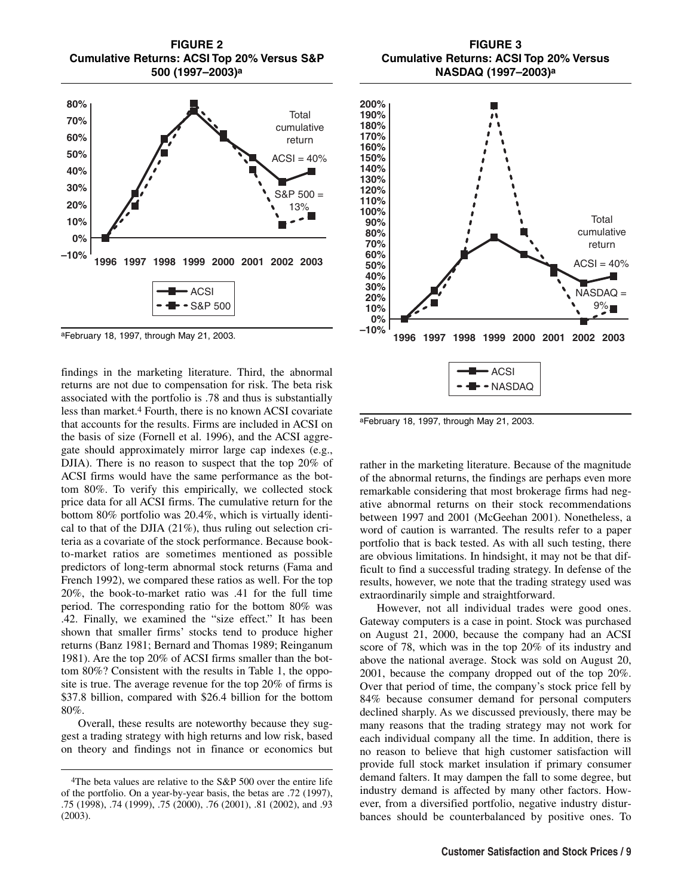**FIGURE 2**
**Cumulative Returns: ACSI Top 20% Versus S&P 500 (1997–2003)[a]**

[a]February 18, 1997, through May 21, 2003.

**FIGURE 3**
**Cumulative Returns: ACSI Top 20% Versus NASDAQ (1997–2003)[a]**

[a]February 18, 1997, through May 21, 2003.

findings in the marketing literature. Third, the abnormal returns are not due to compensation for risk. The beta risk associated with the portfolio is .78 and thus is substantially less than market.[4] Fourth, there is no known ACSI covariate that accounts for the results. Firms are included in ACSI on the basis of size (Fornell et al. 1996), and the ACSI aggregate should approximately mirror large cap indexes (e.g., DJIA). There is no reason to suspect that the top 20% of ACSI firms would have the same performance as the bottom 80%. To verify this empirically, we collected stock price data for all ACSI firms. The cumulative return for the bottom 80% portfolio was 20.4%, which is virtually identical to that of the DJIA (21%), thus ruling out selection criteria as a covariate of the stock performance. Because book-to-market ratios are sometimes mentioned as possible predictors of long-term abnormal stock returns (Fama and French 1992), we compared these ratios as well. For the top 20%, the book-to-market ratio was .41 for the full time period. The corresponding ratio for the bottom 80% was .42. Finally, we examined the "size effect." It has been shown that smaller firms' stocks tend to produce higher returns (Banz 1981; Bernard and Thomas 1989; Reinganum 1981). Are the top 20% of ACSI firms smaller than the bottom 80%? Consistent with the results in Table 1, the opposite is true. The average revenue for the top 20% of firms is $37.8 billion, compared with $26.4 billion for the bottom 80%.

Overall, these results are noteworthy because they suggest a trading strategy with high returns and low risk, based on theory and findings not in finance or economics but rather in the marketing literature. Because of the magnitude of the abnormal returns, the findings are perhaps even more remarkable considering that most brokerage firms had negative abnormal returns on their stock recommendations between 1997 and 2001 (McGeehan 2001). Nonetheless, a word of caution is warranted. The results refer to a paper portfolio that is back tested. As with all such testing, there are obvious limitations. In hindsight, it may not be that difficult to find a successful trading strategy. In defense of the results, however, we note that the trading strategy used was extraordinarily simple and straightforward.

However, not all individual trades were good ones. Gateway computers is a case in point. Stock was purchased on August 21, 2000, because the company had an ACSI score of 78, which was in the top 20% of its industry and above the national average. Stock was sold on August 20, 2001, because the company dropped out of the top 20%. Over that period of time, the company's stock price fell by 84% because consumer demand for personal computers declined sharply. As we discussed previously, there may be many reasons that the trading strategy may not work for each individual company all the time. In addition, there is no reason to believe that high customer satisfaction will provide full stock market insulation if primary consumer demand falters. It may dampen the fall to some degree, but industry demand is affected by many other factors. However, from a diversified portfolio, negative industry disturbances should be counterbalanced by positive ones. To

[4]The beta values are relative to the S&P 500 over the entire life of the portfolio. On a year-by-year basis, the betas are .72 (1997), .75 (1998), .74 (1999), .75 (2000), .76 (2001), .81 (2002), and .93 (2003).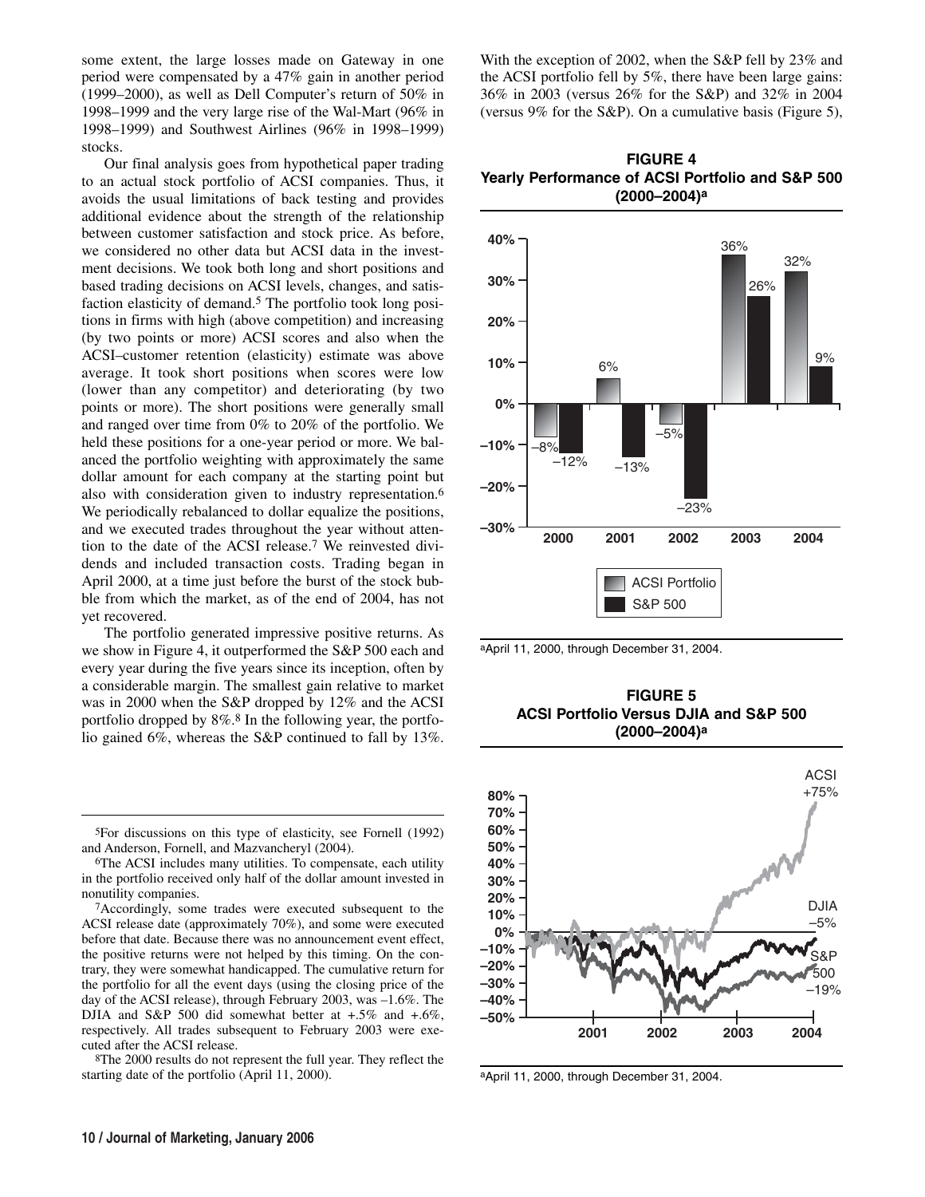some extent, the large losses made on Gateway in one period were compensated by a 47% gain in another period (1999–2000), as well as Dell Computer's return of 50% in 1998–1999 and the very large rise of the Wal-Mart (96% in 1998–1999) and Southwest Airlines (96% in 1998–1999) stocks.

Our final analysis goes from hypothetical paper trading to an actual stock portfolio of ACSI companies. Thus, it avoids the usual limitations of back testing and provides additional evidence about the strength of the relationship between customer satisfaction and stock price. As before, we considered no other data but ACSI data in the investment decisions. We took both long and short positions and based trading decisions on ACSI levels, changes, and satisfaction elasticity of demand.[5] The portfolio took long positions in firms with high (above competition) and increasing (by two points or more) ACSI scores and also when the ACSI–customer retention (elasticity) estimate was above average. It took short positions when scores were low (lower than any competitor) and deteriorating (by two points or more). The short positions were generally small and ranged over time from 0% to 20% of the portfolio. We held these positions for a one-year period or more. We balanced the portfolio weighting with approximately the same dollar amount for each company at the starting point but also with consideration given to industry representation.[6] We periodically rebalanced to dollar equalize the positions, and we executed trades throughout the year without attention to the date of the ACSI release.[7] We reinvested dividends and included transaction costs. Trading began in April 2000, at a time just before the burst of the stock bubble from which the market, as of the end of 2004, has not yet recovered.

The portfolio generated impressive positive returns. As we show in Figure 4, it outperformed the S&P 500 each and every year during the five years since its inception, often by a considerable margin. The smallest gain relative to market was in 2000 when the S&P dropped by 12% and the ACSI portfolio dropped by 8%.[8] In the following year, the portfolio gained 6%, whereas the S&P continued to fall by 13%. With the exception of 2002, when the S&P fell by 23% and the ACSI portfolio fell by 5%, there have been large gains: 36% in 2003 (versus 26% for the S&P) and 32% in 2004 (versus 9% for the S&P). On a cumulative basis (Figure 5),

**FIGURE 4**
**Yearly Performance of ACSI Portfolio and S&P 500 (2000–2004)[a]**

| Year | ACSI Portfolio | S&P 500 |
|---|---|---|
| 2000 | –8% | –12% |
| 2001 | 6% | –13% |
| 2002 | –5% | –23% |
| 2003 | 36% | 26% |
| 2004 | 32% | 9% |

[a]April 11, 2000, through December 31, 2004.

**FIGURE 5**
**ACSI Portfolio Versus DJIA and S&P 500 (2000–2004)[a]**

ACSI +75%; DJIA –5%; S&P 500 –19%

[a]April 11, 2000, through December 31, 2004.

---

[5]For discussions on this type of elasticity, see Fornell (1992) and Anderson, Fornell, and Mazvancheryl (2004).

[6]The ACSI includes many utilities. To compensate, each utility in the portfolio received only half of the dollar amount invested in nonutility companies.

[7]Accordingly, some trades were executed subsequent to the ACSI release date (approximately 70%), and some were executed before that date. Because there was no announcement event effect, the positive returns were not helped by this timing. On the contrary, they were somewhat handicapped. The cumulative return for the portfolio for all the event days (using the closing price of the day of the ACSI release), through February 2003, was –1.6%. The DJIA and S&P 500 did somewhat better at +.5% and +.6%, respectively. All trades subsequent to February 2003 were executed after the ACSI release.

[8]The 2000 results do not represent the full year. They reflect the starting date of the portfolio (April 11, 2000).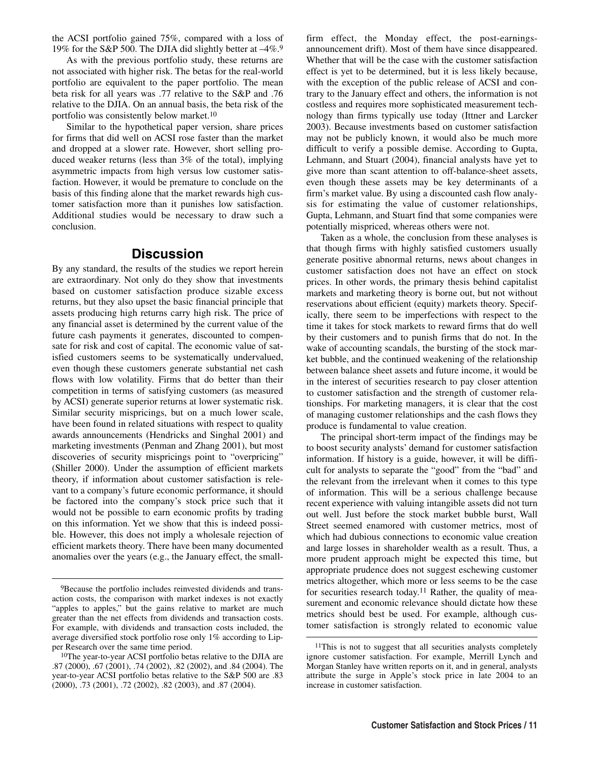the ACSI portfolio gained 75%, compared with a loss of 19% for the S&P 500. The DJIA did slightly better at –4%.[9]

As with the previous portfolio study, these returns are not associated with higher risk. The betas for the real-world portfolio are equivalent to the paper portfolio. The mean beta risk for all years was .77 relative to the S&P and .76 relative to the DJIA. On an annual basis, the beta risk of the portfolio was consistently below market.[10]

Similar to the hypothetical paper version, share prices for firms that did well on ACSI rose faster than the market and dropped at a slower rate. However, short selling produced weaker returns (less than 3% of the total), implying asymmetric impacts from high versus low customer satisfaction. However, it would be premature to conclude on the basis of this finding alone that the market rewards high customer satisfaction more than it punishes low satisfaction. Additional studies would be necessary to draw such a conclusion.

## Discussion

By any standard, the results of the studies we report herein are extraordinary. Not only do they show that investments based on customer satisfaction produce sizable excess returns, but they also upset the basic financial principle that assets producing high returns carry high risk. The price of any financial asset is determined by the current value of the future cash payments it generates, discounted to compensate for risk and cost of capital. The economic value of satisfied customers seems to be systematically undervalued, even though these customers generate substantial net cash flows with low volatility. Firms that do better than their competition in terms of satisfying customers (as measured by ACSI) generate superior returns at lower systematic risk. Similar security mispricings, but on a much lower scale, have been found in related situations with respect to quality awards announcements (Hendricks and Singhal 2001) and marketing investments (Penman and Zhang 2001), but most discoveries of security mispricings point to "overpricing" (Shiller 2000). Under the assumption of efficient markets theory, if information about customer satisfaction is relevant to a company's future economic performance, it should be factored into the company's stock price such that it would not be possible to earn economic profits by trading on this information. Yet we show that this is indeed possible. However, this does not imply a wholesale rejection of efficient markets theory. There have been many documented anomalies over the years (e.g., the January effect, the small-firm effect, the Monday effect, the post-earnings-announcement drift). Most of them have since disappeared. Whether that will be the case with the customer satisfaction effect is yet to be determined, but it is less likely because, with the exception of the public release of ACSI and contrary to the January effect and others, the information is not costless and requires more sophisticated measurement technology than firms typically use today (Ittner and Larcker 2003). Because investments based on customer satisfaction may not be publicly known, it would also be much more difficult to verify a possible demise. According to Gupta, Lehmann, and Stuart (2004), financial analysts have yet to give more than scant attention to off-balance-sheet assets, even though these assets may be key determinants of a firm's market value. By using a discounted cash flow analysis for estimating the value of customer relationships, Gupta, Lehmann, and Stuart find that some companies were potentially mispriced, whereas others were not.

Taken as a whole, the conclusion from these analyses is that though firms with highly satisfied customers usually generate positive abnormal returns, news about changes in customer satisfaction does not have an effect on stock prices. In other words, the primary thesis behind capitalist markets and marketing theory is borne out, but not without reservations about efficient (equity) markets theory. Specifically, there seem to be imperfections with respect to the time it takes for stock markets to reward firms that do well by their customers and to punish firms that do not. In the wake of accounting scandals, the bursting of the stock market bubble, and the continued weakening of the relationship between balance sheet assets and future income, it would be in the interest of securities research to pay closer attention to customer satisfaction and the strength of customer relationships. For marketing managers, it is clear that the cost of managing customer relationships and the cash flows they produce is fundamental to value creation.

The principal short-term impact of the findings may be to boost security analysts' demand for customer satisfaction information. If history is a guide, however, it will be difficult for analysts to separate the "good" from the "bad" and the relevant from the irrelevant when it comes to this type of information. This will be a serious challenge because recent experience with valuing intangible assets did not turn out well. Just before the stock market bubble burst, Wall Street seemed enamored with customer metrics, most of which had dubious connections to economic value creation and large losses in shareholder wealth as a result. Thus, a more prudent approach might be expected this time, but appropriate prudence does not suggest eschewing customer metrics altogether, which more or less seems to be the case for securities research today.[11] Rather, the quality of measurement and economic relevance should dictate how these metrics should best be used. For example, although customer satisfaction is strongly related to economic value

---

[9]Because the portfolio includes reinvested dividends and transaction costs, the comparison with market indexes is not exactly "apples to apples," but the gains relative to market are much greater than the net effects from dividends and transaction costs. For example, with dividends and transaction costs included, the average diversified stock portfolio rose only 1% according to Lipper Research over the same time period.

[10]The year-to-year ACSI portfolio betas relative to the DJIA are .87 (2000), .67 (2001), .74 (2002), .82 (2002), and .84 (2004). The year-to-year ACSI portfolio betas relative to the S&P 500 are .83 (2000), .73 (2001), .72 (2002), .82 (2003), and .87 (2004).

[11]This is not to suggest that all securities analysts completely ignore customer satisfaction. For example, Merrill Lynch and Morgan Stanley have written reports on it, and in general, analysts attribute the surge in Apple's stock price in late 2004 to an increase in customer satisfaction.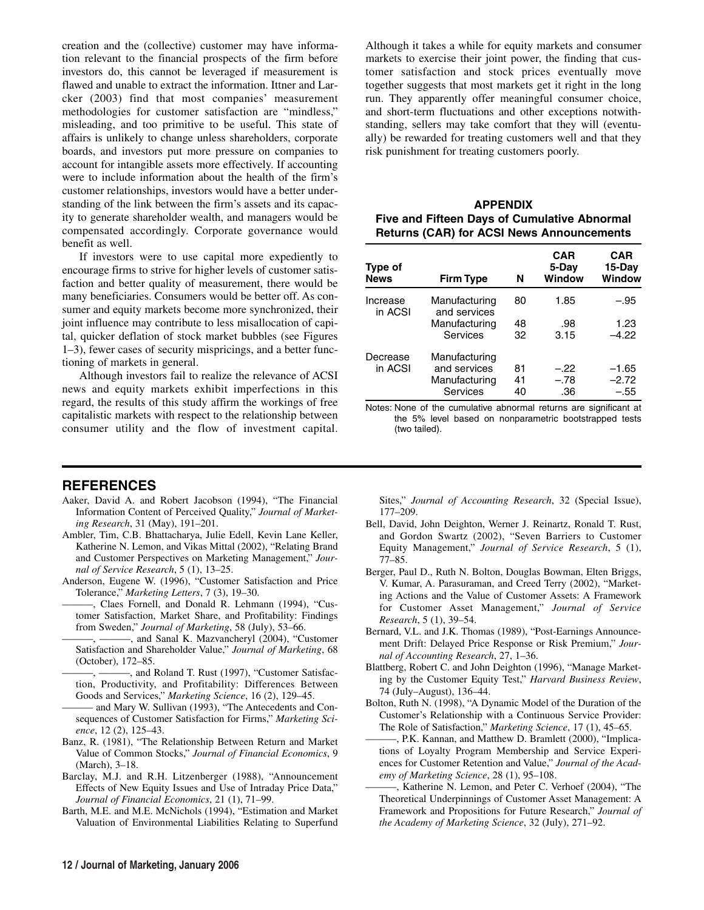creation and the (collective) customer may have information relevant to the financial prospects of the firm before investors do, this cannot be leveraged if measurement is flawed and unable to extract the information. Ittner and Larcker (2003) find that most companies' measurement methodologies for customer satisfaction are "mindless," misleading, and too primitive to be useful. This state of affairs is unlikely to change unless shareholders, corporate boards, and investors put more pressure on companies to account for intangible assets more effectively. If accounting were to include information about the health of the firm's customer relationships, investors would have a better understanding of the link between the firm's assets and its capacity to generate shareholder wealth, and managers would be compensated accordingly. Corporate governance would benefit as well.

If investors were to use capital more expediently to encourage firms to strive for higher levels of customer satisfaction and better quality of measurement, there would be many beneficiaries. Consumers would be better off. As consumer and equity markets become more synchronized, their joint influence may contribute to less misallocation of capital, quicker deflation of stock market bubbles (see Figures 1–3), fewer cases of security mispricings, and a better functioning of markets in general.

Although investors fail to realize the relevance of ACSI news and equity markets exhibit imperfections in this regard, the results of this study affirm the workings of free capitalistic markets with respect to the relationship between consumer utility and the flow of investment capital. Although it takes a while for equity markets and consumer markets to exercise their joint power, the finding that customer satisfaction and stock prices eventually move together suggests that most markets get it right in the long run. They apparently offer meaningful consumer choice, and short-term fluctuations and other exceptions notwithstanding, sellers may take comfort that they will (eventually) be rewarded for treating customers well and that they risk punishment for treating customers poorly.

## APPENDIX

**Five and Fifteen Days of Cumulative Abnormal Returns (CAR) for ACSI News Announcements**

| Type of News | Firm Type | N | CAR 5-Day Window | CAR 15-Day Window |
|---|---|---|---|---|
| Increase in ACSI | Manufacturing and services | 80 | 1.85 | –.95 |
| | Manufacturing | 48 | .98 | 1.23 |
| | Services | 32 | 3.15 | –4.22 |
| Decrease in ACSI | Manufacturing and services | 81 | –.22 | –1.65 |
| | Manufacturing | 41 | –.78 | –2.72 |
| | Services | 40 | .36 | –.55 |

Notes: None of the cumulative abnormal returns are significant at the 5% level based on nonparametric bootstrapped tests (two tailed).

## REFERENCES

Aaker, David A. and Robert Jacobson (1994), "The Financial Information Content of Perceived Quality," *Journal of Marketing Research*, 31 (May), 191–201.

Ambler, Tim, C.B. Bhattacharya, Julie Edell, Kevin Lane Keller, Katherine N. Lemon, and Vikas Mittal (2002), "Relating Brand and Customer Perspectives on Marketing Management," *Journal of Service Research*, 5 (1), 13–25.

Anderson, Eugene W. (1996), "Customer Satisfaction and Price Tolerance," *Marketing Letters*, 7 (3), 19–30.

———, Claes Fornell, and Donald R. Lehmann (1994), "Customer Satisfaction, Market Share, and Profitability: Findings from Sweden," *Journal of Marketing*, 58 (July), 53–66.

———, ———, and Sanal K. Mazvancheryl (2004), "Customer Satisfaction and Shareholder Value," *Journal of Marketing*, 68 (October), 172–85.

———, ———, and Roland T. Rust (1997), "Customer Satisfaction, Productivity, and Profitability: Differences Between Goods and Services," *Marketing Science*, 16 (2), 129–45.

——— and Mary W. Sullivan (1993), "The Antecedents and Consequences of Customer Satisfaction for Firms," *Marketing Science*, 12 (2), 125–43.

Banz, R. (1981), "The Relationship Between Return and Market Value of Common Stocks," *Journal of Financial Economics*, 9 (March), 3–18.

Barclay, M.J. and R.H. Litzenberger (1988), "Announcement Effects of New Equity Issues and Use of Intraday Price Data," *Journal of Financial Economics*, 21 (1), 71–99.

Barth, M.E. and M.E. McNichols (1994), "Estimation and Market Valuation of Environmental Liabilities Relating to Superfund Sites," *Journal of Accounting Research*, 32 (Special Issue), 177–209.

Bell, David, John Deighton, Werner J. Reinartz, Ronald T. Rust, and Gordon Swartz (2002), "Seven Barriers to Customer Equity Management," *Journal of Service Research*, 5 (1), 77–85.

Berger, Paul D., Ruth N. Bolton, Douglas Bowman, Elten Briggs, V. Kumar, A. Parasuraman, and Creed Terry (2002), "Marketing Actions and the Value of Customer Assets: A Framework for Customer Asset Management," *Journal of Service Research*, 5 (1), 39–54.

Bernard, V.L. and J.K. Thomas (1989), "Post-Earnings Announcement Drift: Delayed Price Response or Risk Premium," *Journal of Accounting Research*, 27, 1–36.

Blattberg, Robert C. and John Deighton (1996), "Manage Marketing by the Customer Equity Test," *Harvard Business Review*, 74 (July–August), 136–44.

Bolton, Ruth N. (1998), "A Dynamic Model of the Duration of the Customer's Relationship with a Continuous Service Provider: The Role of Satisfaction," *Marketing Science*, 17 (1), 45–65.

———, P.K. Kannan, and Matthew D. Bramlett (2000), "Implications of Loyalty Program Membership and Service Experiences for Customer Retention and Value," *Journal of the Academy of Marketing Science*, 28 (1), 95–108.

———, Katherine N. Lemon, and Peter C. Verhoef (2004), "The Theoretical Underpinnings of Customer Asset Management: A Framework and Propositions for Future Research," *Journal of the Academy of Marketing Science*, 32 (July), 271–92.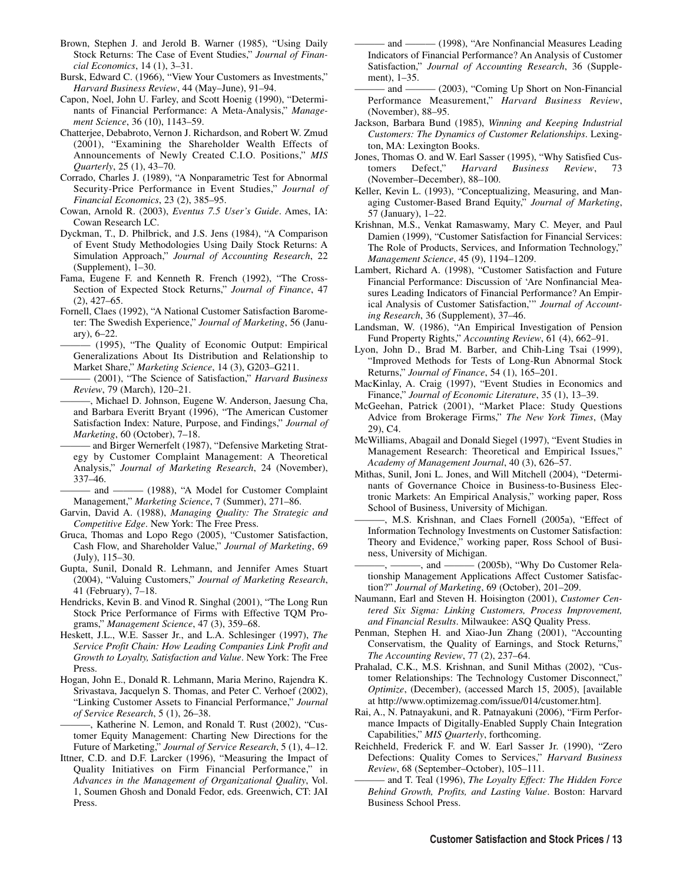Brown, Stephen J. and Jerold B. Warner (1985), "Using Daily Stock Returns: The Case of Event Studies," *Journal of Financial Economics*, 14 (1), 3–31.

Bursk, Edward C. (1966), "View Your Customers as Investments," *Harvard Business Review*, 44 (May–June), 91–94.

Capon, Noel, John U. Farley, and Scott Hoenig (1990), "Determinants of Financial Performance: A Meta-Analysis," *Management Science*, 36 (10), 1143–59.

Chatterjee, Debabroto, Vernon J. Richardson, and Robert W. Zmud (2001), "Examining the Shareholder Wealth Effects of Announcements of Newly Created C.I.O. Positions," *MIS Quarterly*, 25 (1), 43–70.

Corrado, Charles J. (1989), "A Nonparametric Test for Abnormal Security-Price Performance in Event Studies," *Journal of Financial Economics*, 23 (2), 385–95.

Cowan, Arnold R. (2003), *Eventus 7.5 User's Guide*. Ames, IA: Cowan Research LC.

Dyckman, T., D. Philbrick, and J.S. Jens (1984), "A Comparison of Event Study Methodologies Using Daily Stock Returns: A Simulation Approach," *Journal of Accounting Research*, 22 (Supplement), 1–30.

Fama, Eugene F. and Kenneth R. French (1992), "The Cross-Section of Expected Stock Returns," *Journal of Finance*, 47 (2), 427–65.

Fornell, Claes (1992), "A National Customer Satisfaction Barometer: The Swedish Experience," *Journal of Marketing*, 56 (January), 6–22.

——— (1995), "The Quality of Economic Output: Empirical Generalizations About Its Distribution and Relationship to Market Share," *Marketing Science*, 14 (3), G203–G211.

——— (2001), "The Science of Satisfaction," *Harvard Business Review*, 79 (March), 120–21.

———, Michael D. Johnson, Eugene W. Anderson, Jaesung Cha, and Barbara Everitt Bryant (1996), "The American Customer Satisfaction Index: Nature, Purpose, and Findings," *Journal of Marketing*, 60 (October), 7–18.

——— and Birger Wernerfelt (1987), "Defensive Marketing Strategy by Customer Complaint Management: A Theoretical Analysis," *Journal of Marketing Research*, 24 (November), 337–46.

——— and ——— (1988), "A Model for Customer Complaint Management," *Marketing Science*, 7 (Summer), 271–86.

Garvin, David A. (1988), *Managing Quality: The Strategic and Competitive Edge*. New York: The Free Press.

Gruca, Thomas and Lopo Rego (2005), "Customer Satisfaction, Cash Flow, and Shareholder Value," *Journal of Marketing*, 69 (July), 115–30.

Gupta, Sunil, Donald R. Lehmann, and Jennifer Ames Stuart (2004), "Valuing Customers," *Journal of Marketing Research*, 41 (February), 7–18.

Hendricks, Kevin B. and Vinod R. Singhal (2001), "The Long Run Stock Price Performance of Firms with Effective TQM Programs," *Management Science*, 47 (3), 359–68.

Heskett, J.L., W.E. Sasser Jr., and L.A. Schlesinger (1997), *The Service Profit Chain: How Leading Companies Link Profit and Growth to Loyalty, Satisfaction and Value*. New York: The Free Press.

Hogan, John E., Donald R. Lehmann, Maria Merino, Rajendra K. Srivastava, Jacquelyn S. Thomas, and Peter C. Verhoef (2002), "Linking Customer Assets to Financial Performance," *Journal of Service Research*, 5 (1), 26–38.

———, Katherine N. Lemon, and Ronald T. Rust (2002), "Customer Equity Management: Charting New Directions for the Future of Marketing," *Journal of Service Research*, 5 (1), 4–12.

Ittner, C.D. and D.F. Larcker (1996), "Measuring the Impact of Quality Initiatives on Firm Financial Performance," in *Advances in the Management of Organizational Quality*, Vol. 1, Soumen Ghosh and Donald Fedor, eds. Greenwich, CT: JAI Press.

——— and ——— (1998), "Are Nonfinancial Measures Leading Indicators of Financial Performance? An Analysis of Customer Satisfaction," *Journal of Accounting Research*, 36 (Supplement), 1–35.

——— and ——— (2003), "Coming Up Short on Non-Financial Performance Measurement," *Harvard Business Review*, (November), 88–95.

Jackson, Barbara Bund (1985), *Winning and Keeping Industrial Customers: The Dynamics of Customer Relationships*. Lexington, MA: Lexington Books.

Jones, Thomas O. and W. Earl Sasser (1995), "Why Satisfied Customers Defect," *Harvard Business Review*, 73 (November–December), 88–100.

Keller, Kevin L. (1993), "Conceptualizing, Measuring, and Managing Customer-Based Brand Equity," *Journal of Marketing*, 57 (January), 1–22.

Krishnan, M.S., Venkat Ramaswamy, Mary C. Meyer, and Paul Damien (1999), "Customer Satisfaction for Financial Services: The Role of Products, Services, and Information Technology," *Management Science*, 45 (9), 1194–1209.

Lambert, Richard A. (1998), "Customer Satisfaction and Future Financial Performance: Discussion of 'Are Nonfinancial Measures Leading Indicators of Financial Performance? An Empirical Analysis of Customer Satisfaction,'" *Journal of Accounting Research*, 36 (Supplement), 37–46.

Landsman, W. (1986), "An Empirical Investigation of Pension Fund Property Rights," *Accounting Review*, 61 (4), 662–91.

Lyon, John D., Brad M. Barber, and Chih-Ling Tsai (1999), "Improved Methods for Tests of Long-Run Abnormal Stock Returns," *Journal of Finance*, 54 (1), 165–201.

MacKinlay, A. Craig (1997), "Event Studies in Economics and Finance," *Journal of Economic Literature*, 35 (1), 13–39.

McGeehan, Patrick (2001), "Market Place: Study Questions Advice from Brokerage Firms," *The New York Times*, (May 29), C4.

McWilliams, Abagail and Donald Siegel (1997), "Event Studies in Management Research: Theoretical and Empirical Issues," *Academy of Management Journal*, 40 (3), 626–57.

Mithas, Sunil, Joni L. Jones, and Will Mitchell (2004), "Determinants of Governance Choice in Business-to-Business Electronic Markets: An Empirical Analysis," working paper, Ross School of Business, University of Michigan.

———, M.S. Krishnan, and Claes Fornell (2005a), "Effect of Information Technology Investments on Customer Satisfaction: Theory and Evidence," working paper, Ross School of Business, University of Michigan.

———, ———, and ——— (2005b), "Why Do Customer Relationship Management Applications Affect Customer Satisfaction?" *Journal of Marketing*, 69 (October), 201–209.

Naumann, Earl and Steven H. Hoisington (2001), *Customer Centered Six Sigma: Linking Customers, Process Improvement, and Financial Results*. Milwaukee: ASQ Quality Press.

Penman, Stephen H. and Xiao-Jun Zhang (2001), "Accounting Conservatism, the Quality of Earnings, and Stock Returns," *The Accounting Review*, 77 (2), 237–64.

Prahalad, C.K., M.S. Krishnan, and Sunil Mithas (2002), "Customer Relationships: The Technology Customer Disconnect," *Optimize*, (December), (accessed March 15, 2005), [available at http://www.optimizemag.com/issue/014/customer.htm].

Rai, A., N. Patnayakuni, and R. Patnayakuni (2006), "Firm Performance Impacts of Digitally-Enabled Supply Chain Integration Capabilities," *MIS Quarterly*, forthcoming.

Reichheld, Frederick F. and W. Earl Sasser Jr. (1990), "Zero Defections: Quality Comes to Services," *Harvard Business Review*, 68 (September–October), 105–111.

——— and T. Teal (1996), *The Loyalty Effect: The Hidden Force Behind Growth, Profits, and Lasting Value*. Boston: Harvard Business School Press.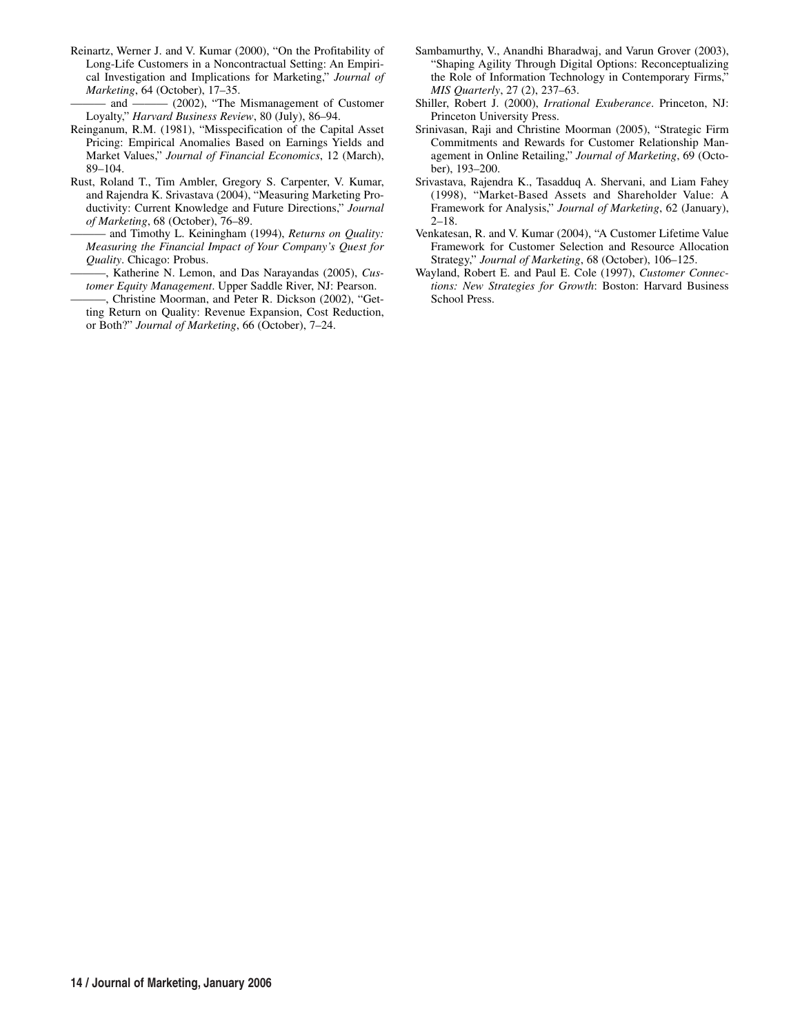Reinartz, Werner J. and V. Kumar (2000), "On the Profitability of Long-Life Customers in a Noncontractual Setting: An Empirical Investigation and Implications for Marketing," *Journal of Marketing*, 64 (October), 17–35.

——— and ——— (2002), "The Mismanagement of Customer Loyalty," *Harvard Business Review*, 80 (July), 86–94.

Reinganum, R.M. (1981), "Misspecification of the Capital Asset Pricing: Empirical Anomalies Based on Earnings Yields and Market Values," *Journal of Financial Economics*, 12 (March), 89–104.

Rust, Roland T., Tim Ambler, Gregory S. Carpenter, V. Kumar, and Rajendra K. Srivastava (2004), "Measuring Marketing Productivity: Current Knowledge and Future Directions," *Journal of Marketing*, 68 (October), 76–89.

——— and Timothy L. Keiningham (1994), *Returns on Quality: Measuring the Financial Impact of Your Company's Quest for Quality*. Chicago: Probus.

———, Katherine N. Lemon, and Das Narayandas (2005), *Customer Equity Management*. Upper Saddle River, NJ: Pearson.

———, Christine Moorman, and Peter R. Dickson (2002), "Getting Return on Quality: Revenue Expansion, Cost Reduction, or Both?" *Journal of Marketing*, 66 (October), 7–24.

Sambamurthy, V., Anandhi Bharadwaj, and Varun Grover (2003), "Shaping Agility Through Digital Options: Reconceptualizing the Role of Information Technology in Contemporary Firms," *MIS Quarterly*, 27 (2), 237–63.

Shiller, Robert J. (2000), *Irrational Exuberance*. Princeton, NJ: Princeton University Press.

Srinivasan, Raji and Christine Moorman (2005), "Strategic Firm Commitments and Rewards for Customer Relationship Management in Online Retailing," *Journal of Marketing*, 69 (October), 193–200.

Srivastava, Rajendra K., Tasadduq A. Shervani, and Liam Fahey (1998), "Market-Based Assets and Shareholder Value: A Framework for Analysis," *Journal of Marketing*, 62 (January), 2–18.

Venkatesan, R. and V. Kumar (2004), "A Customer Lifetime Value Framework for Customer Selection and Resource Allocation Strategy," *Journal of Marketing*, 68 (October), 106–125.

Wayland, Robert E. and Paul E. Cole (1997), *Customer Connections: New Strategies for Growth*: Boston: Harvard Business School Press.